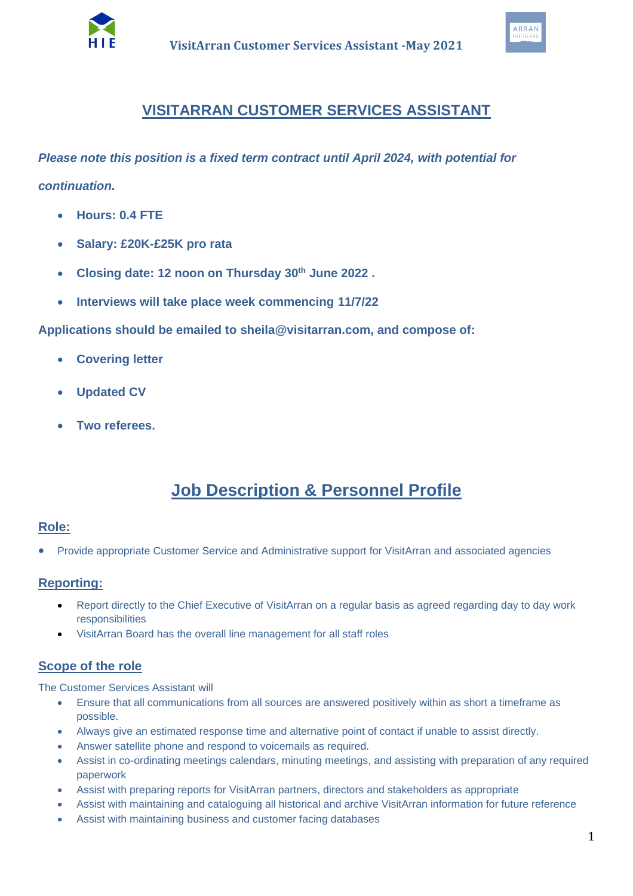# VISITARRAN CUSTOMER SERVICES ASSISTANT

***Please note this position is a fixed term contract until April 2024, with potential for continuation.***

- **Hours: 0.4 FTE**
- **Salary: £20K-£25K pro rata**
- **Closing date: 12 noon on Thursday 30th June 2022 .**
- **Interviews will take place week commencing 11/7/22**

**Applications should be emailed to sheila@visitarran.com, and compose of:**

- **Covering letter**
- **Updated CV**
- **Two referees.**

# Job Description & Personnel Profile

## Role:

- Provide appropriate Customer Service and Administrative support for VisitArran and associated agencies

## Reporting:

- Report directly to the Chief Executive of VisitArran on a regular basis as agreed regarding day to day work responsibilities
- VisitArran Board has the overall line management for all staff roles

## Scope of the role

The Customer Services Assistant will

- Ensure that all communications from all sources are answered positively within as short a timeframe as possible.
- Always give an estimated response time and alternative point of contact if unable to assist directly.
- Answer satellite phone and respond to voicemails as required.
- Assist in co-ordinating meetings calendars, minuting meetings, and assisting with preparation of any required paperwork
- Assist with preparing reports for VisitArran partners, directors and stakeholders as appropriate
- Assist with maintaining and cataloguing all historical and archive VisitArran information for future reference
- Assist with maintaining business and customer facing databases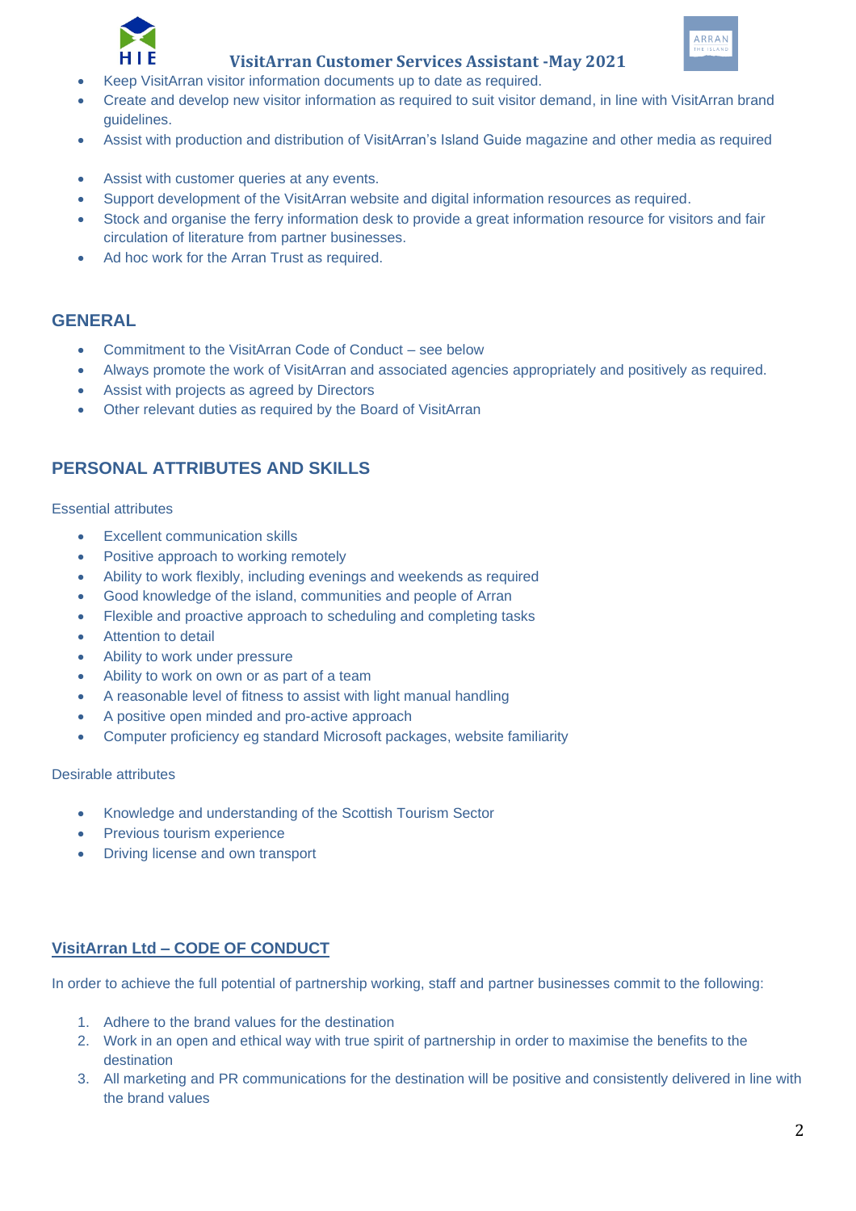- Keep VisitArran visitor information documents up to date as required.
- Create and develop new visitor information as required to suit visitor demand, in line with VisitArran brand guidelines.
- Assist with production and distribution of VisitArran's Island Guide magazine and other media as required
- Assist with customer queries at any events.
- Support development of the VisitArran website and digital information resources as required.
- Stock and organise the ferry information desk to provide a great information resource for visitors and fair circulation of literature from partner businesses.
- Ad hoc work for the Arran Trust as required.

## GENERAL

- Commitment to the VisitArran Code of Conduct – see below
- Always promote the work of VisitArran and associated agencies appropriately and positively as required.
- Assist with projects as agreed by Directors
- Other relevant duties as required by the Board of VisitArran

## PERSONAL ATTRIBUTES AND SKILLS

Essential attributes

- Excellent communication skills
- Positive approach to working remotely
- Ability to work flexibly, including evenings and weekends as required
- Good knowledge of the island, communities and people of Arran
- Flexible and proactive approach to scheduling and completing tasks
- Attention to detail
- Ability to work under pressure
- Ability to work on own or as part of a team
- A reasonable level of fitness to assist with light manual handling
- A positive open minded and pro-active approach
- Computer proficiency eg standard Microsoft packages, website familiarity

Desirable attributes

- Knowledge and understanding of the Scottish Tourism Sector
- Previous tourism experience
- Driving license and own transport

## VisitArran Ltd – CODE OF CONDUCT

In order to achieve the full potential of partnership working, staff and partner businesses commit to the following:

1. Adhere to the brand values for the destination
2. Work in an open and ethical way with true spirit of partnership in order to maximise the benefits to the destination
3. All marketing and PR communications for the destination will be positive and consistently delivered in line with the brand values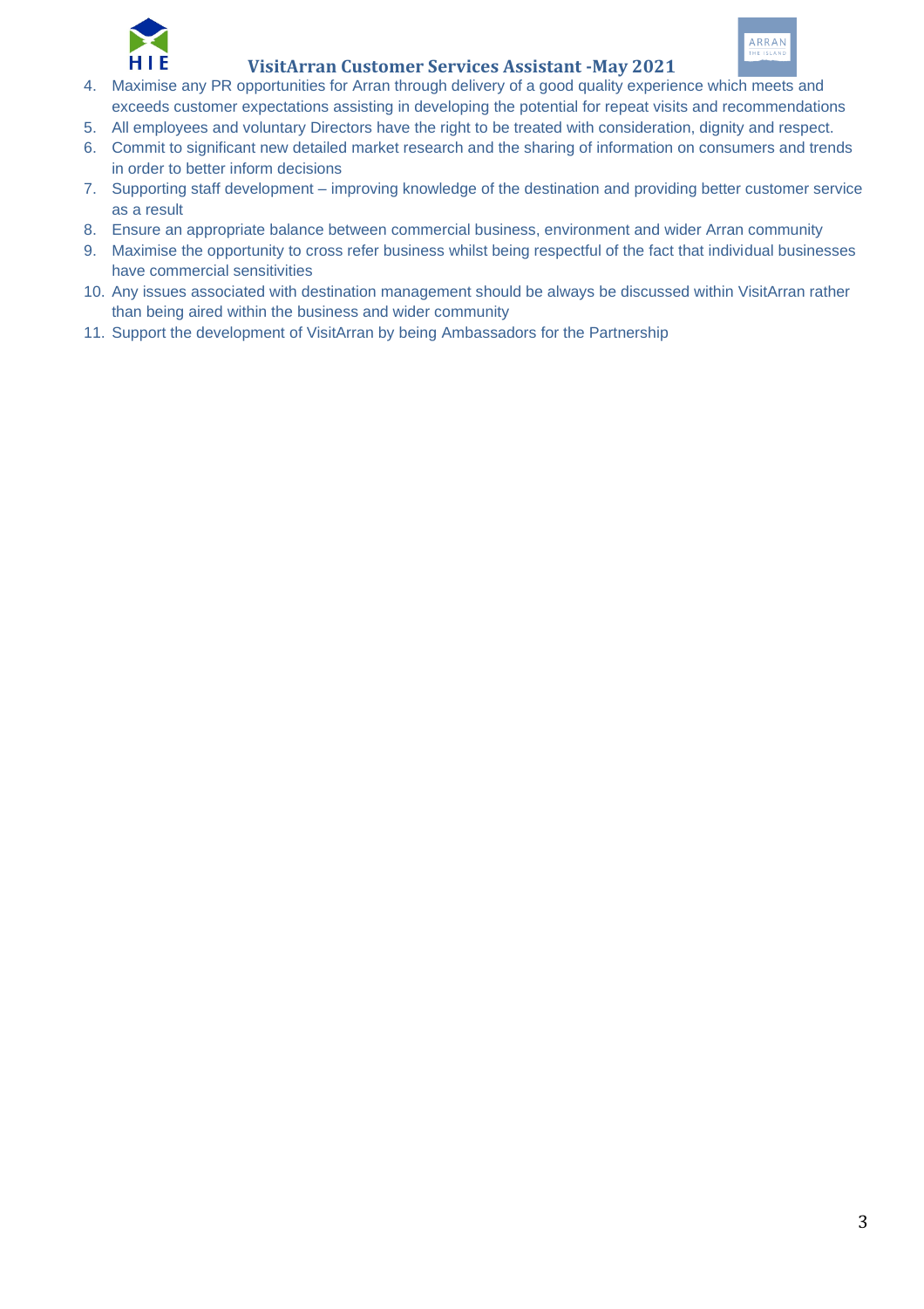4. Maximise any PR opportunities for Arran through delivery of a good quality experience which meets and exceeds customer expectations assisting in developing the potential for repeat visits and recommendations
5. All employees and voluntary Directors have the right to be treated with consideration, dignity and respect.
6. Commit to significant new detailed market research and the sharing of information on consumers and trends in order to better inform decisions
7. Supporting staff development – improving knowledge of the destination and providing better customer service as a result
8. Ensure an appropriate balance between commercial business, environment and wider Arran community
9. Maximise the opportunity to cross refer business whilst being respectful of the fact that individual businesses have commercial sensitivities
10. Any issues associated with destination management should be always be discussed within VisitArran rather than being aired within the business and wider community
11. Support the development of VisitArran by being Ambassadors for the Partnership